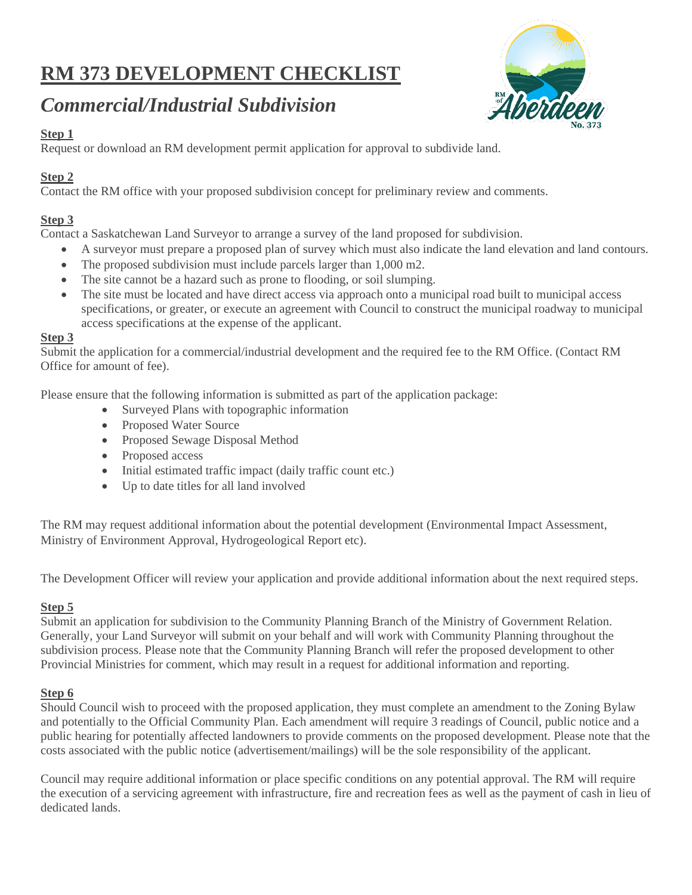# RM 373 DEVELOPMENT CHECKLIST

## *Commercial/Industrial Subdivision*

**Step 1**

Request or download an RM development permit application for approval to subdivide land.

**Step 2**

Contact the RM office with your proposed subdivision concept for preliminary review and comments.

**Step 3**

Contact a Saskatchewan Land Surveyor to arrange a survey of the land proposed for subdivision.

- A surveyor must prepare a proposed plan of survey which must also indicate the land elevation and land contours.
- The proposed subdivision must include parcels larger than 1,000 m2.
- The site cannot be a hazard such as prone to flooding, or soil slumping.
- The site must be located and have direct access via approach onto a municipal road built to municipal access specifications, or greater, or execute an agreement with Council to construct the municipal roadway to municipal access specifications at the expense of the applicant.

**Step 3**

Submit the application for a commercial/industrial development and the required fee to the RM Office. (Contact RM Office for amount of fee).

Please ensure that the following information is submitted as part of the application package:

- Surveyed Plans with topographic information
- Proposed Water Source
- Proposed Sewage Disposal Method
- Proposed access
- Initial estimated traffic impact (daily traffic count etc.)
- Up to date titles for all land involved

The RM may request additional information about the potential development (Environmental Impact Assessment, Ministry of Environment Approval, Hydrogeological Report etc).

The Development Officer will review your application and provide additional information about the next required steps.

**Step 5**

Submit an application for subdivision to the Community Planning Branch of the Ministry of Government Relation. Generally, your Land Surveyor will submit on your behalf and will work with Community Planning throughout the subdivision process. Please note that the Community Planning Branch will refer the proposed development to other Provincial Ministries for comment, which may result in a request for additional information and reporting.

**Step 6**

Should Council wish to proceed with the proposed application, they must complete an amendment to the Zoning Bylaw and potentially to the Official Community Plan. Each amendment will require 3 readings of Council, public notice and a public hearing for potentially affected landowners to provide comments on the proposed development. Please note that the costs associated with the public notice (advertisement/mailings) will be the sole responsibility of the applicant.

Council may require additional information or place specific conditions on any potential approval. The RM will require the execution of a servicing agreement with infrastructure, fire and recreation fees as well as the payment of cash in lieu of dedicated lands.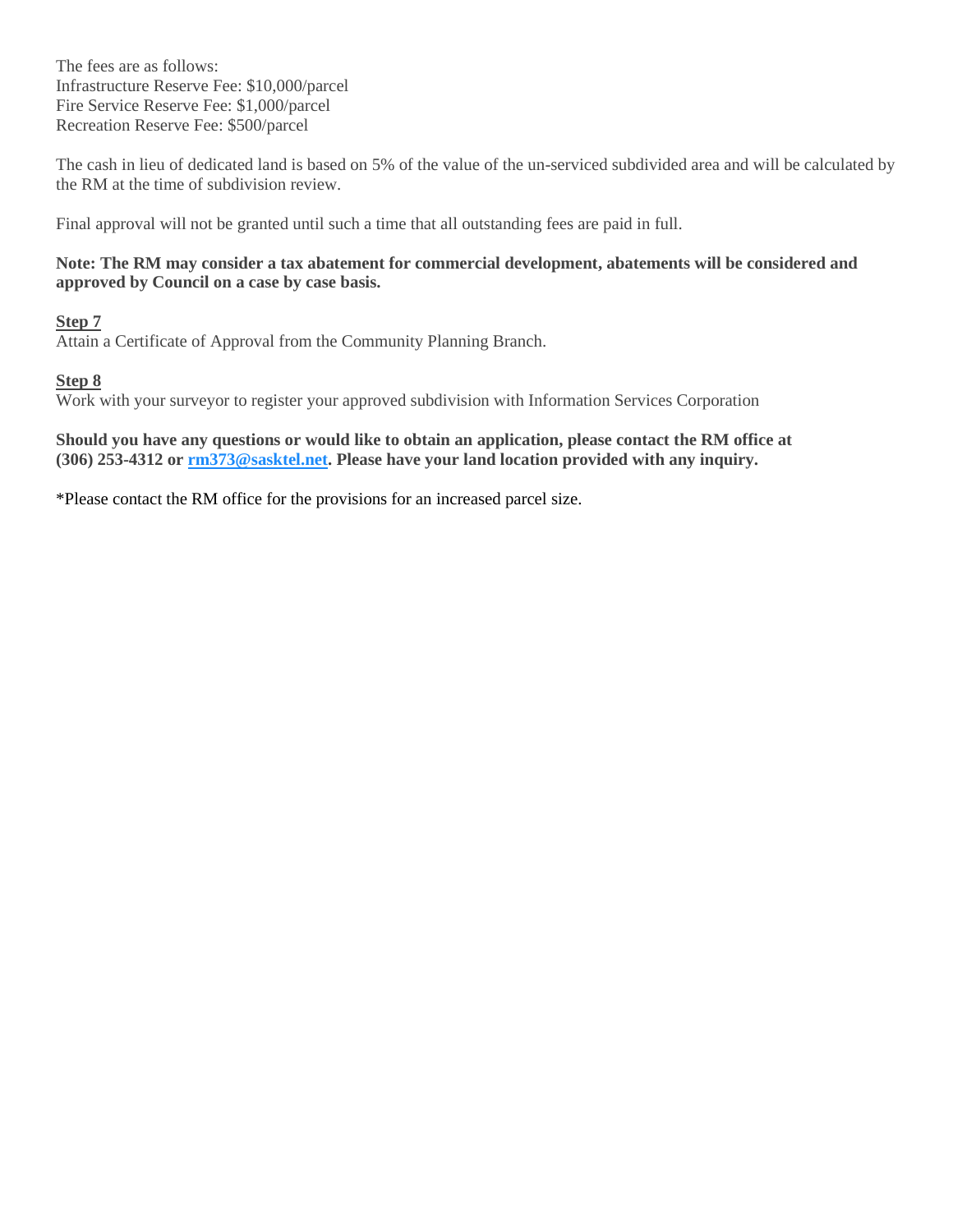The fees are as follows:
Infrastructure Reserve Fee: $10,000/parcel
Fire Service Reserve Fee: $1,000/parcel
Recreation Reserve Fee: $500/parcel

The cash in lieu of dedicated land is based on 5% of the value of the un-serviced subdivided area and will be calculated by the RM at the time of subdivision review.

Final approval will not be granted until such a time that all outstanding fees are paid in full.

**Note: The RM may consider a tax abatement for commercial development, abatements will be considered and approved by Council on a case by case basis.**

**Step 7**
Attain a Certificate of Approval from the Community Planning Branch.

**Step 8**
Work with your surveyor to register your approved subdivision with Information Services Corporation

**Should you have any questions or would like to obtain an application, please contact the RM office at (306) 253-4312 or [rm373@sasktel.net](mailto:rm373@sasktel.net). Please have your land location provided with any inquiry.**

*Please contact the RM office for the provisions for an increased parcel size.